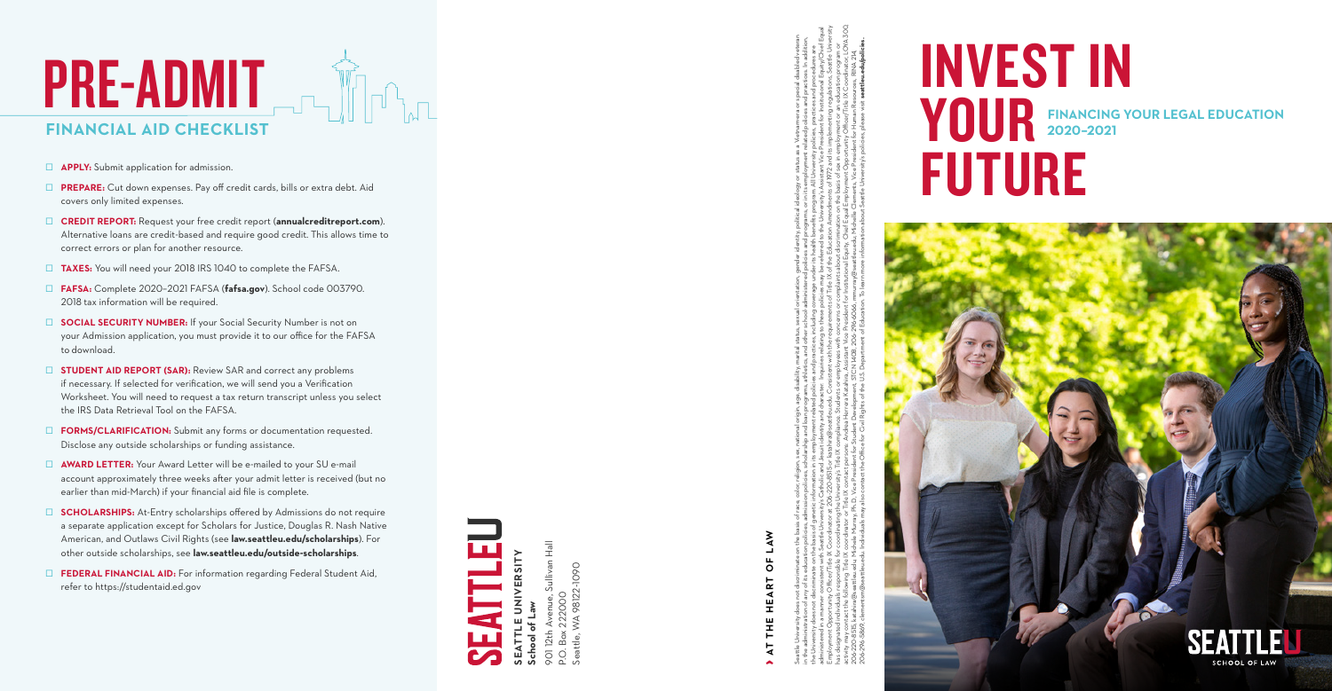# PRE-ADMIT

## FINANCIAL AID CHECKLIST

- ☐ **APPLY:** Submit application for admission.
- ☐ **PREPARE:** Cut down expenses. Pay off credit cards, bills or extra debt. Aid covers only limited expenses.
- ☐ **CREDIT REPORT:** Request your free credit report (**annualcreditreport.com**). Alternative loans are credit-based and require good credit. This allows time to correct errors or plan for another resource.
- ☐ **TAXES:** You will need your 2018 IRS 1040 to complete the FAFSA.
- ☐ **FAFSA:** Complete 2020–2021 FAFSA (**fafsa.gov**). School code 003790. 2018 tax information will be required.
- ☐ **SOCIAL SECURITY NUMBER:** If your Social Security Number is not on your Admission application, you must provide it to our office for the FAFSA to download.
- ☐ **STUDENT AID REPORT (SAR):** Review SAR and correct any problems if necessary. If selected for verification, we will send you a Verification Worksheet. You will need to request a tax return transcript unless you select the IRS Data Retrieval Tool on the FAFSA.
- ☐ **FORMS/CLARIFICATION:** Submit any forms or documentation requested. Disclose any outside scholarships or funding assistance.
- ☐ **AWARD LETTER:** Your Award Letter will be e-mailed to your SU e-mail account approximately three weeks after your admit letter is received (but no earlier than mid-March) if your financial aid file is complete.
- ☐ **SCHOLARSHIPS:** At-Entry scholarships offered by Admissions do not require a separate application except for Scholars for Justice, Douglas R. Nash Native American, and Outlaws Civil Rights (see **law.seattleu.edu/scholarships**). For other outside scholarships, see **law.seattleu.edu/outside-scholarships**.
- ☐ **FEDERAL FINANCIAL AID:** For information regarding Federal Student Aid, refer to https://studentaid.ed.gov

SEATTLEU

**SEATTLE UNIVERSITY**
**School of Law**
901 12th Avenue, Sullivan Hall
P.O. Box 222000
Seattle, WA 98122-1090

› **AT THE HEART OF LAW**

Seattle University does not discriminate on the basis of race, color, religion, sex, national origin, age, disability, marital status, sexual orientation, gender identity, political ideology or status as a Vietnam-era or special disabled veteran in the administration of any of its education policies, admission policies, scholarship and loan programs, athletics, and other school-administered policies and programs, or in its employment related policies and practices. In addition, the University does not discriminate on the basis of genetic information in its employment related policies and practices, including coverage under its health benefits program. All University policies, practices and procedures are administered in a manner consistent with Seattle University's Catholic and Jesuit identity and character. Inquiries relating to these policies may be referred to the University's Assistant Vice President for Institutional Equity/Chief Equal Employment Opportunity Officer/Title IX Coordinator at 206-220-8515 or katahira@seattleu.edu. Consistent with the requirements of Title IX of the Education Amendments of 1972 and its implementing regulations, Seattle University has designated individuals responsible for coordinating the University's Title IX compliance. Students or employees with concerns or complaints about discrimination on the basis of sex in employment or an education program or activity may contact the following Title IX coordinator or Title IX contact persons: Andrea Herrera Katahira, Assistant Vice President for Institutional Equity, Chief Equal Employment Opportunity Officer/Title IX Coordinator, LOYA 300, 206-220-8515, katahira@seattleu.edu; Michele Murray, Ph.D., Vice President for Student Development, STCN 140B, 206-296-6066, mmurray@seattleu.edu; Michelle Clements, Vice President for Human Resources, BINA 214, 206-296-5869, clementm@seattleu.edu. Individuals may also contact the Office for Civil Rights of the U.S. Department of Education. To learn more information about Seattle University's policies, please visit **seattleu.edu/policies**.

# INVEST IN YOUR FUTURE

**FINANCING YOUR LEGAL EDUCATION 2020–2021**

SEATTLEU SCHOOL OF LAW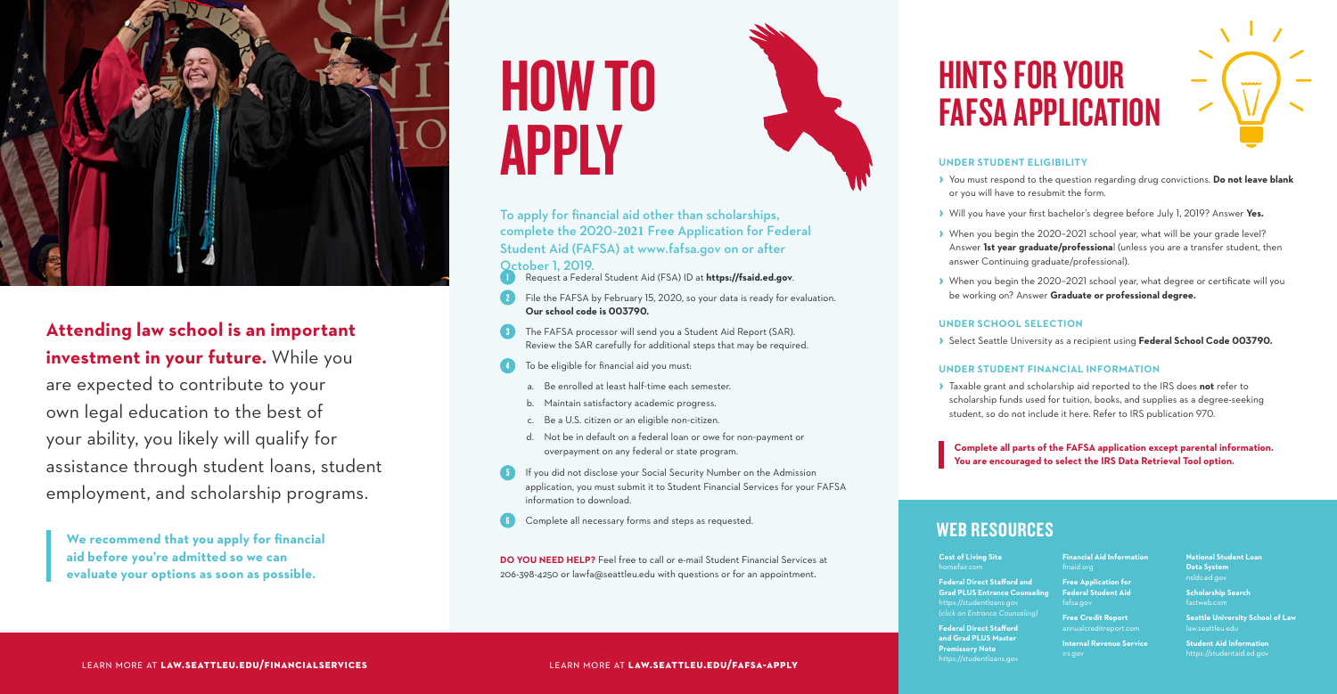**Attending law school is an important investment in your future.** While you are expected to contribute to your own legal education to the best of your ability, you likely will qualify for assistance through student loans, student employment, and scholarship programs.

**We recommend that you apply for financial aid before you're admitted so we can evaluate your options as soon as possible.**

LEARN MORE AT **LAW.SEATTLEU.EDU/FINANCIALSERVICES**

# HOW TO APPLY

To apply for financial aid other than scholarships, complete the 2020-2021 Free Application for Federal Student Aid (FAFSA) at www.fafsa.gov on or after October 1, 2019.

1. Request a Federal Student Aid (FSA) ID at **https://fsaid.ed.gov**.
2. File the FAFSA by February 15, 2020, so your data is ready for evaluation. **Our school code is 003790.**
3. The FAFSA processor will send you a Student Aid Report (SAR). Review the SAR carefully for additional steps that may be required.
4. To be eligible for financial aid you must:
   a. Be enrolled at least half-time each semester.
   b. Maintain satisfactory academic progress.
   c. Be a U.S. citizen or an eligible non-citizen.
   d. Not be in default on a federal loan or owe for non-payment or overpayment on any federal or state program.
5. If you did not disclose your Social Security Number on the Admission application, you must submit it to Student Financial Services for your FAFSA information to download.
6. Complete all necessary forms and steps as requested.

**DO YOU NEED HELP?** Feel free to call or e-mail Student Financial Services at 206-398-4250 or lawfa@seattleu.edu with questions or for an appointment.

LEARN MORE AT **LAW.SEATTLEU.EDU/FAFSA-APPLY**

# HINTS FOR YOUR FAFSA APPLICATION

### UNDER STUDENT ELIGIBILITY

- You must respond to the question regarding drug convictions. **Do not leave blank** or you will have to resubmit the form.
- Will you have your first bachelor's degree before July 1, 2019? Answer **Yes.**
- When you begin the 2020–2021 school year, what will be your grade level? Answer **1st year graduate/professional** (unless you are a transfer student, then answer Continuing graduate/professional).
- When you begin the 2020–2021 school year, what degree or certificate will you be working on? Answer **Graduate or professional degree.**

### UNDER SCHOOL SELECTION

- Select Seattle University as a recipient using **Federal School Code 003790.**

### UNDER STUDENT FINANCIAL INFORMATION

- Taxable grant and scholarship aid reported to the IRS does **not** refer to scholarship funds used for tuition, books, and supplies as a degree-seeking student, so do not include it here. Refer to IRS publication 970.

**Complete all parts of the FAFSA application except parental information. You are encouraged to select the IRS Data Retrieval Tool option.**

## WEB RESOURCES

**Cost of Living Site**
homefair.com

**Federal Direct Stafford and Grad PLUS Entrance Counseling**
https://studentloans.gov
(click on *Entrance Counseling*)

**Federal Direct Stafford and Grad PLUS Master Promissory Note**
https://studentloans.gov

**Financial Aid Information**
finaid.org

**Free Application for Federal Student Aid**
fafsa.gov

**Free Credit Report**
annualcreditreport.com

**Internal Revenue Service**
irs.gov

**National Student Loan Data System**
nslds.ed.gov

**Scholarship Search**
fastweb.com

**Seattle University School of Law**
law.seattleu.edu

**Student Aid Information**
https://studentaid.ed.gov